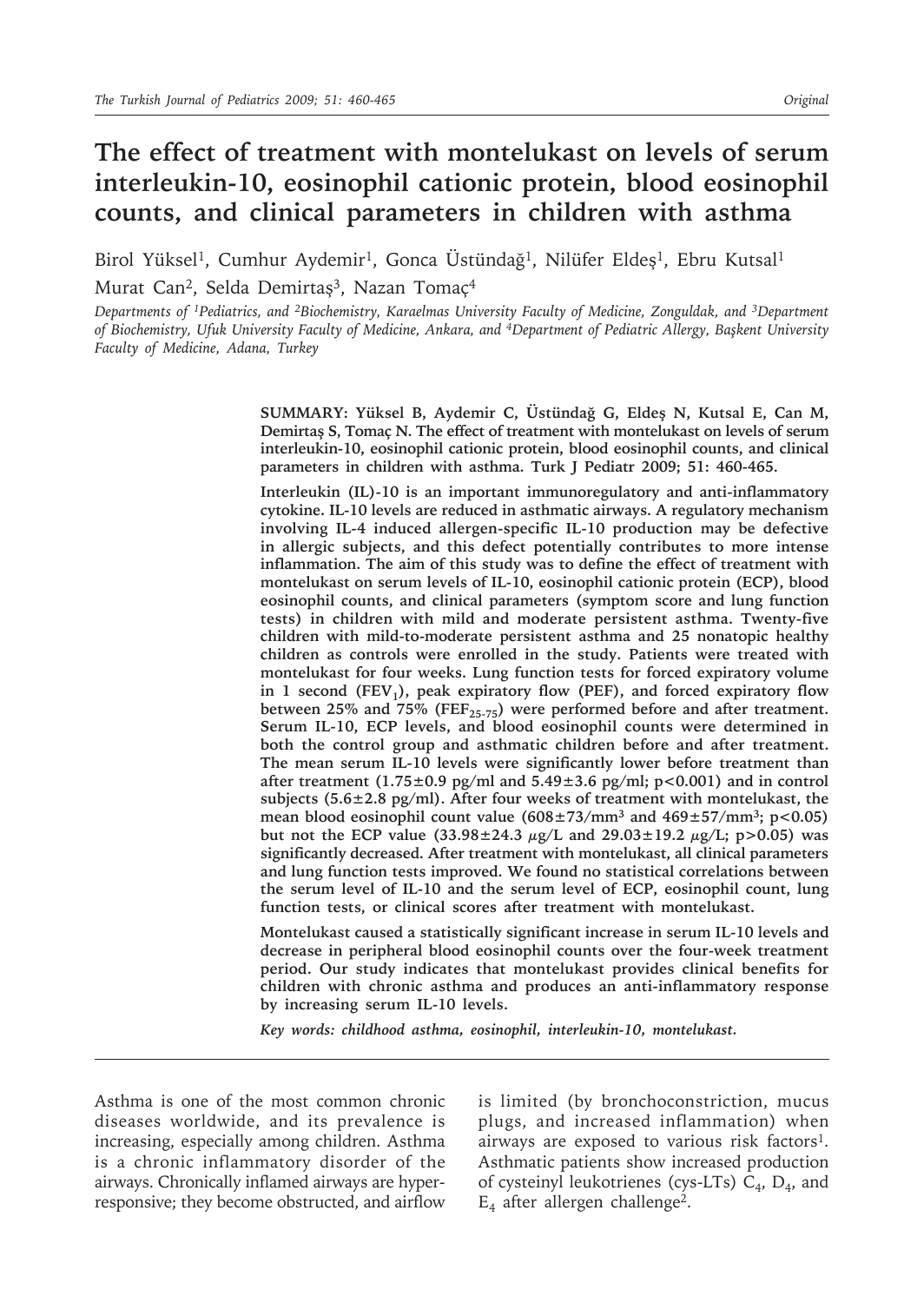Original

# The effect of treatment with montelukast on levels of serum interleukin-10, eosinophil cationic protein, blood eosinophil counts, and clinical parameters in children with asthma

Birol Yüksel[1], Cumhur Aydemir[1], Gonca Üstündağ[1], Nilüfer Eldeş[1], Ebru Kutsal[1]
Murat Can[2], Selda Demirtaş[3], Nazan Tomaç[4]

*Departments of [1]Pediatrics, and [2]Biochemistry, Karaelmas University Faculty of Medicine, Zonguldak, and [3]Department of Biochemistry, Ufuk University Faculty of Medicine, Ankara, and [4]Department of Pediatric Allergy, Başkent University Faculty of Medicine, Adana, Turkey*

**SUMMARY: Yüksel B, Aydemir C, Üstündağ G, Eldeş N, Kutsal E, Can M, Demirtaş S, Tomaç N. The effect of treatment with montelukast on levels of serum interleukin-10, eosinophil cationic protein, blood eosinophil counts, and clinical parameters in children with asthma. Turk J Pediatr 2009; 51: 460-465.**

**Interleukin (IL)-10 is an important immunoregulatory and anti-inflammatory cytokine. IL-10 levels are reduced in asthmatic airways. A regulatory mechanism involving IL-4 induced allergen-specific IL-10 production may be defective in allergic subjects, and this defect potentially contributes to more intense inflammation. The aim of this study was to define the effect of treatment with montelukast on serum levels of IL-10, eosinophil cationic protein (ECP), blood eosinophil counts, and clinical parameters (symptom score and lung function tests) in children with mild and moderate persistent asthma. Twenty-five children with mild-to-moderate persistent asthma and 25 nonatopic healthy children as controls were enrolled in the study. Patients were treated with montelukast for four weeks. Lung function tests for forced expiratory volume in 1 second ($FEV_1$), peak expiratory flow (PEF), and forced expiratory flow between 25% and 75% ($FEF_{25-75}$) were performed before and after treatment. Serum IL-10, ECP levels, and blood eosinophil counts were determined in both the control group and asthmatic children before and after treatment. The mean serum IL-10 levels were significantly lower before treatment than after treatment (1.75±0.9 pg/ml and 5.49±3.6 pg/ml; $p<0.001$) and in control subjects (5.6±2.8 pg/ml). After four weeks of treatment with montelukast, the mean blood eosinophil count value (608±73/$mm^3$ and 469±57/$mm^3$; $p<0.05$) but not the ECP value (33.98±24.3 $\mu$g/L and 29.03±19.2 $\mu$g/L; $p>0.05$) was significantly decreased. After treatment with montelukast, all clinical parameters and lung function tests improved. We found no statistical correlations between the serum level of IL-10 and the serum level of ECP, eosinophil count, lung function tests, or clinical scores after treatment with montelukast.**

**Montelukast caused a statistically significant increase in serum IL-10 levels and decrease in peripheral blood eosinophil counts over the four-week treatment period. Our study indicates that montelukast provides clinical benefits for children with chronic asthma and produces an anti-inflammatory response by increasing serum IL-10 levels.**

***Key words: childhood asthma, eosinophil, interleukin-10, montelukast.***

Asthma is one of the most common chronic diseases worldwide, and its prevalence is increasing, especially among children. Asthma is a chronic inflammatory disorder of the airways. Chronically inflamed airways are hyper-responsive; they become obstructed, and airflow is limited (by bronchoconstriction, mucus plugs, and increased inflammation) when airways are exposed to various risk factors[1]. Asthmatic patients show increased production of cysteinyl leukotrienes (cys-LTs) $C_4$, $D_4$, and $E_4$ after allergen challenge[2].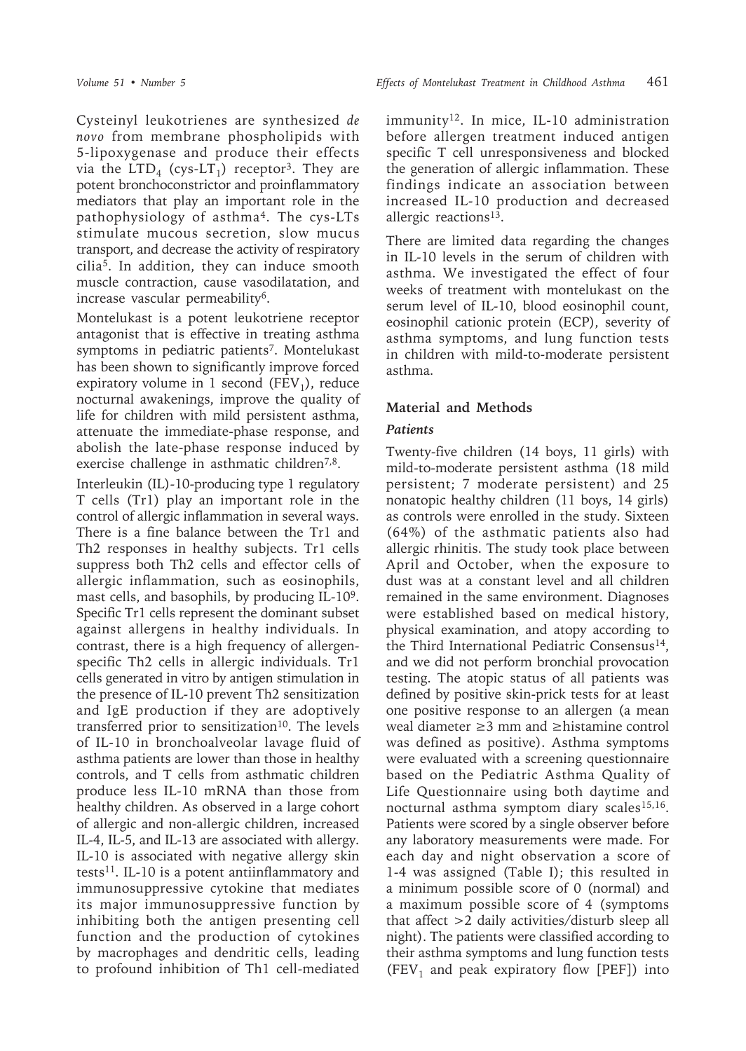Cysteinyl leukotrienes are synthesized *de novo* from membrane phospholipids with 5-lipoxygenase and produce their effects via the $LTD_4$ (cys-$LT_1$) receptor[3]. They are potent bronchoconstrictor and proinflammatory mediators that play an important role in the pathophysiology of asthma[4]. The cys-LTs stimulate mucous secretion, slow mucus transport, and decrease the activity of respiratory cilia[5]. In addition, they can induce smooth muscle contraction, cause vasodilatation, and increase vascular permeability[6].

Montelukast is a potent leukotriene receptor antagonist that is effective in treating asthma symptoms in pediatric patients[7]. Montelukast has been shown to significantly improve forced expiratory volume in 1 second ($FEV_1$), reduce nocturnal awakenings, improve the quality of life for children with mild persistent asthma, attenuate the immediate-phase response, and abolish the late-phase response induced by exercise challenge in asthmatic children[7,8].

Interleukin (IL)-10-producing type 1 regulatory T cells (Tr1) play an important role in the control of allergic inflammation in several ways. There is a fine balance between the Tr1 and Th2 responses in healthy subjects. Tr1 cells suppress both Th2 cells and effector cells of allergic inflammation, such as eosinophils, mast cells, and basophils, by producing IL-10[9]. Specific Tr1 cells represent the dominant subset against allergens in healthy individuals. In contrast, there is a high frequency of allergen-specific Th2 cells in allergic individuals. Tr1 cells generated in vitro by antigen stimulation in the presence of IL-10 prevent Th2 sensitization and IgE production if they are adoptively transferred prior to sensitization[10]. The levels of IL-10 in bronchoalveolar lavage fluid of asthma patients are lower than those in healthy controls, and T cells from asthmatic children produce less IL-10 mRNA than those from healthy children. As observed in a large cohort of allergic and non-allergic children, increased IL-4, IL-5, and IL-13 are associated with allergy. IL-10 is associated with negative allergy skin tests[11]. IL-10 is a potent antiinflammatory and immunosuppressive cytokine that mediates its major immunosuppressive function by inhibiting both the antigen presenting cell function and the production of cytokines by macrophages and dendritic cells, leading to profound inhibition of Th1 cell-mediated immunity[12]. In mice, IL-10 administration before allergen treatment induced antigen specific T cell unresponsiveness and blocked the generation of allergic inflammation. These findings indicate an association between increased IL-10 production and decreased allergic reactions[13].

There are limited data regarding the changes in IL-10 levels in the serum of children with asthma. We investigated the effect of four weeks of treatment with montelukast on the serum level of IL-10, blood eosinophil count, eosinophil cationic protein (ECP), severity of asthma symptoms, and lung function tests in children with mild-to-moderate persistent asthma.

## Material and Methods

### *Patients*

Twenty-five children (14 boys, 11 girls) with mild-to-moderate persistent asthma (18 mild persistent; 7 moderate persistent) and 25 nonatopic healthy children (11 boys, 14 girls) as controls were enrolled in the study. Sixteen (64%) of the asthmatic patients also had allergic rhinitis. The study took place between April and October, when the exposure to dust was at a constant level and all children remained in the same environment. Diagnoses were established based on medical history, physical examination, and atopy according to the Third International Pediatric Consensus[14], and we did not perform bronchial provocation testing. The atopic status of all patients was defined by positive skin-prick tests for at least one positive response to an allergen (a mean weal diameter ≥3 mm and ≥histamine control was defined as positive). Asthma symptoms were evaluated with a screening questionnaire based on the Pediatric Asthma Quality of Life Questionnaire using both daytime and nocturnal asthma symptom diary scales[15,16]. Patients were scored by a single observer before any laboratory measurements were made. For each day and night observation a score of 1-4 was assigned (Table I); this resulted in a minimum possible score of 0 (normal) and a maximum possible score of 4 (symptoms that affect >2 daily activities/disturb sleep all night). The patients were classified according to their asthma symptoms and lung function tests ($FEV_1$ and peak expiratory flow [PEF]) into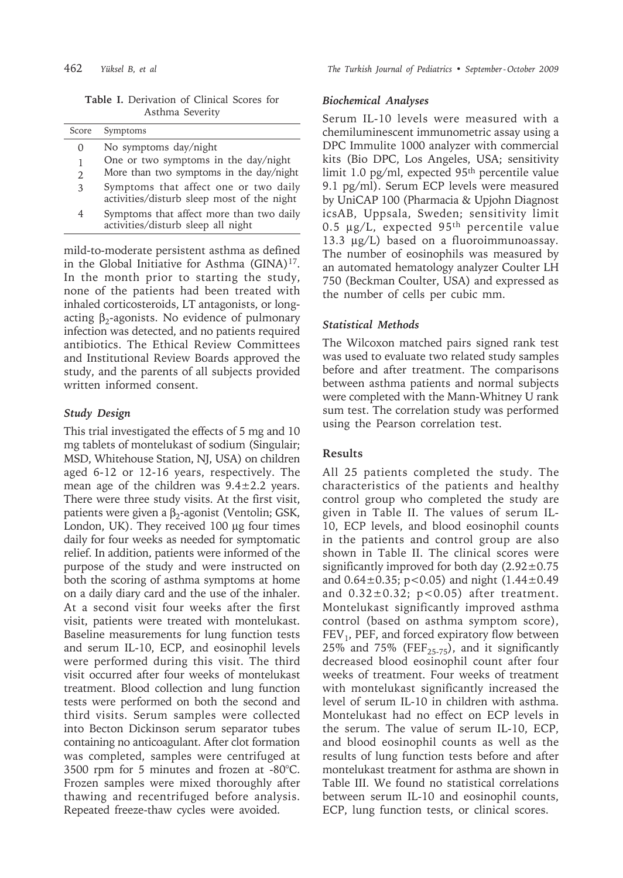**Table I.** Derivation of Clinical Scores for Asthma Severity

| Score | Symptoms |
| --- | --- |
| 0 | No symptoms day/night |
| 1 | One or two symptoms in the day/night |
| 2 | More than two symptoms in the day/night |
| 3 | Symptoms that affect one or two daily activities/disturb sleep most of the night |
| 4 | Symptoms that affect more than two daily activities/disturb sleep all night |

mild-to-moderate persistent asthma as defined in the Global Initiative for Asthma (GINA)[17]. In the month prior to starting the study, none of the patients had been treated with inhaled corticosteroids, LT antagonists, or long-acting $\beta_2$-agonists. No evidence of pulmonary infection was detected, and no patients required antibiotics. The Ethical Review Committees and Institutional Review Boards approved the study, and the parents of all subjects provided written informed consent.

### *Study Design*

This trial investigated the effects of 5 mg and 10 mg tablets of montelukast of sodium (Singulair; MSD, Whitehouse Station, NJ, USA) on children aged 6-12 or 12-16 years, respectively. The mean age of the children was 9.4±2.2 years. There were three study visits. At the first visit, patients were given a $\beta_2$-agonist (Ventolin; GSK, London, UK). They received 100 µg four times daily for four weeks as needed for symptomatic relief. In addition, patients were informed of the purpose of the study and were instructed on both the scoring of asthma symptoms at home on a daily diary card and the use of the inhaler. At a second visit four weeks after the first visit, patients were treated with montelukast. Baseline measurements for lung function tests and serum IL-10, ECP, and eosinophil levels were performed during this visit. The third visit occurred after four weeks of montelukast treatment. Blood collection and lung function tests were performed on both the second and third visits. Serum samples were collected into Becton Dickinson serum separator tubes containing no anticoagulant. After clot formation was completed, samples were centrifuged at 3500 rpm for 5 minutes and frozen at -80°C. Frozen samples were mixed thoroughly after thawing and recentrifuged before analysis. Repeated freeze-thaw cycles were avoided.

### *Biochemical Analyses*

Serum IL-10 levels were measured with a chemiluminescent immunometric assay using a DPC Immulite 1000 analyzer with commercial kits (Bio DPC, Los Angeles, USA; sensitivity limit 1.0 pg/ml, expected 95th percentile value 9.1 pg/ml). Serum ECP levels were measured by UniCAP 100 (Pharmacia & Upjohn Diagnost icsAB, Uppsala, Sweden; sensitivity limit 0.5 µg/L, expected 95th percentile value 13.3 µg/L) based on a fluoroimmunoassay. The number of eosinophils was measured by an automated hematology analyzer Coulter LH 750 (Beckman Coulter, USA) and expressed as the number of cells per cubic mm.

### *Statistical Methods*

The Wilcoxon matched pairs signed rank test was used to evaluate two related study samples before and after treatment. The comparisons between asthma patients and normal subjects were completed with the Mann-Whitney U rank sum test. The correlation study was performed using the Pearson correlation test.

## Results

All 25 patients completed the study. The characteristics of the patients and healthy control group who completed the study are given in Table II. The values of serum IL-10, ECP levels, and blood eosinophil counts in the patients and control group are also shown in Table II. The clinical scores were significantly improved for both day (2.92±0.75 and 0.64±0.35; $p<0.05$) and night (1.44±0.49 and 0.32±0.32; $p<0.05$) after treatment. Montelukast significantly improved asthma control (based on asthma symptom score), $FEV_1$, PEF, and forced expiratory flow between 25% and 75% ($FEF_{25-75}$), and it significantly decreased blood eosinophil count after four weeks of treatment. Four weeks of treatment with montelukast significantly increased the level of serum IL-10 in children with asthma. Montelukast had no effect on ECP levels in the serum. The value of serum IL-10, ECP, and blood eosinophil counts as well as the results of lung function tests before and after montelukast treatment for asthma are shown in Table III. We found no statistical correlations between serum IL-10 and eosinophil counts, ECP, lung function tests, or clinical scores.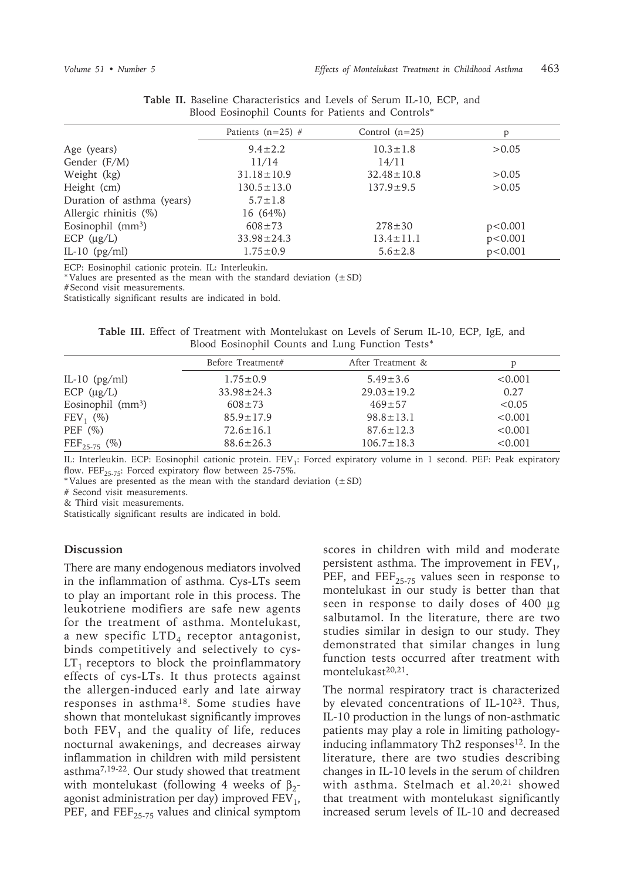**Table II.** Baseline Characteristics and Levels of Serum IL-10, ECP, and Blood Eosinophil Counts for Patients and Controls*

| | Patients (n=25) # | Control (n=25) | p |
|---|---|---|---|
| Age (years) | 9.4±2.2 | 10.3±1.8 | >0.05 |
| Gender (F/M) | 11/14 | 14/11 | |
| Weight (kg) | 31.18±10.9 | 32.48±10.8 | >0.05 |
| Height (cm) | 130.5±13.0 | 137.9±9.5 | >0.05 |
| Duration of asthma (years) | 5.7±1.8 | | |
| Allergic rhinitis (%) | 16 (64%) | | |
| Eosinophil ($mm^3$) | 608±73 | 278±30 | p<0.001 |
| ECP (μg/L) | 33.98±24.3 | 13.4±11.1 | p<0.001 |
| IL-10 (pg/ml) | 1.75±0.9 | 5.6±2.8 | p<0.001 |

ECP: Eosinophil cationic protein. IL: Interleukin.
*Values are presented as the mean with the standard deviation (±SD)
#Second visit measurements.
Statistically significant results are indicated in bold.

**Table III.** Effect of Treatment with Montelukast on Levels of Serum IL-10, ECP, IgE, and Blood Eosinophil Counts and Lung Function Tests*

| | Before Treatment# | After Treatment & | p |
|---|---|---|---|
| IL-10 (pg/ml) | 1.75±0.9 | 5.49±3.6 | <0.001 |
| ECP (μg/L) | 33.98±24.3 | 29.03±19.2 | 0.27 |
| Eosinophil ($mm^3$) | 608±73 | 469±57 | <0.05 |
| $FEV_1$ (%) | 85.9±17.9 | 98.8±13.1 | <0.001 |
| PEF (%) | 72.6±16.1 | 87.6±12.3 | <0.001 |
| $FEF_{25-75}$ (%) | 88.6±26.3 | 106.7±18.3 | <0.001 |

IL: Interleukin. ECP: Eosinophil cationic protein. $FEV_1$: Forced expiratory volume in 1 second. PEF: Peak expiratory flow. $FEF_{25-75}$: Forced expiratory flow between 25-75%.
*Values are presented as the mean with the standard deviation (±SD)
# Second visit measurements.
& Third visit measurements.
Statistically significant results are indicated in bold.

## Discussion

There are many endogenous mediators involved in the inflammation of asthma. Cys-LTs seem to play an important role in this process. The leukotriene modifiers are safe new agents for the treatment of asthma. Montelukast, a new specific $LTD_4$ receptor antagonist, binds competitively and selectively to cys-$LT_1$ receptors to block the proinflammatory effects of cys-LTs. It thus protects against the allergen-induced early and late airway responses in asthma[18]. Some studies have shown that montelukast significantly improves both $FEV_1$ and the quality of life, reduces nocturnal awakenings, and decreases airway inflammation in children with mild persistent asthma[7,19-22]. Our study showed that treatment with montelukast (following 4 weeks of $\beta_2$-agonist administration per day) improved $FEV_1$, PEF, and $FEF_{25-75}$ values and clinical symptom scores in children with mild and moderate persistent asthma. The improvement in $FEV_1$, PEF, and $FEF_{25-75}$ values seen in response to montelukast in our study is better than that seen in response to daily doses of 400 μg salbutamol. In the literature, there are two studies similar in design to our study. They demonstrated that similar changes in lung function tests occurred after treatment with montelukast[20,21].

The normal respiratory tract is characterized by elevated concentrations of IL-10[23]. Thus, IL-10 production in the lungs of non-asthmatic patients may play a role in limiting pathology-inducing inflammatory Th2 responses[12]. In the literature, there are two studies describing changes in IL-10 levels in the serum of children with asthma. Stelmach et al.[20,21] showed that treatment with montelukast significantly increased serum levels of IL-10 and decreased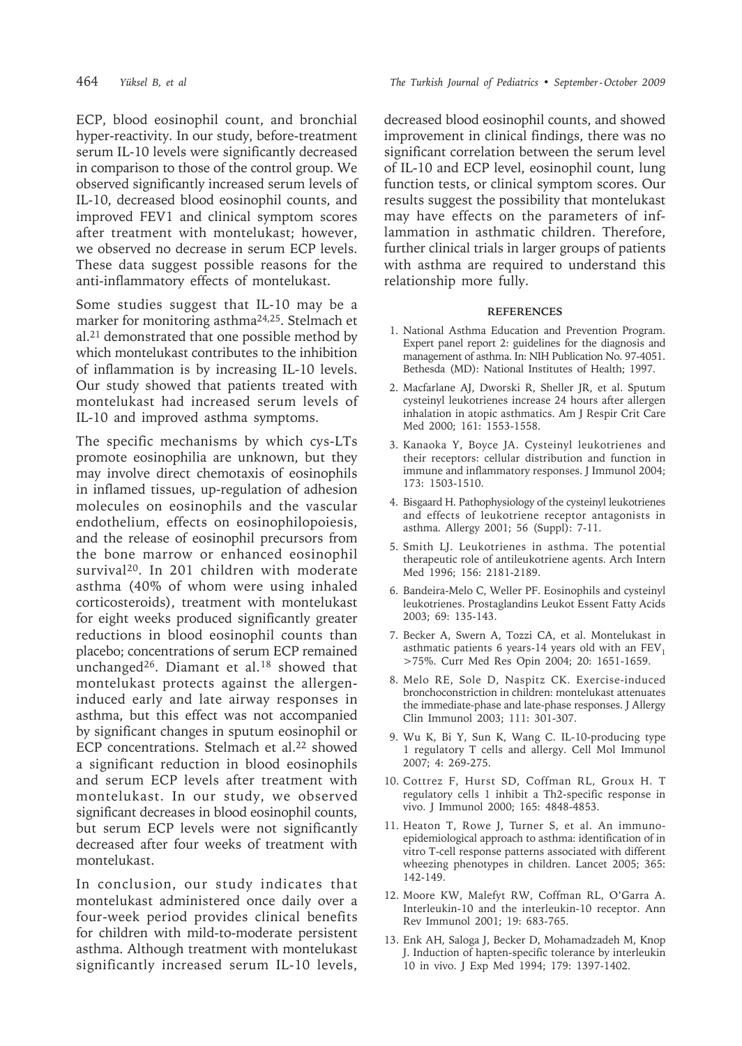ECP, blood eosinophil count, and bronchial hyper-reactivity. In our study, before-treatment serum IL-10 levels were significantly decreased in comparison to those of the control group. We observed significantly increased serum levels of IL-10, decreased blood eosinophil counts, and improved FEV1 and clinical symptom scores after treatment with montelukast; however, we observed no decrease in serum ECP levels. These data suggest possible reasons for the anti-inflammatory effects of montelukast.

Some studies suggest that IL-10 may be a marker for monitoring asthma[24,25]. Stelmach et al.[21] demonstrated that one possible method by which montelukast contributes to the inhibition of inflammation is by increasing IL-10 levels. Our study showed that patients treated with montelukast had increased serum levels of IL-10 and improved asthma symptoms.

The specific mechanisms by which cys-LTs promote eosinophilia are unknown, but they may involve direct chemotaxis of eosinophils in inflamed tissues, up-regulation of adhesion molecules on eosinophils and the vascular endothelium, effects on eosinophilopoiesis, and the release of eosinophil precursors from the bone marrow or enhanced eosinophil survival[20]. In 201 children with moderate asthma (40% of whom were using inhaled corticosteroids), treatment with montelukast for eight weeks produced significantly greater reductions in blood eosinophil counts than placebo; concentrations of serum ECP remained unchanged[26]. Diamant et al.[18] showed that montelukast protects against the allergen-induced early and late airway responses in asthma, but this effect was not accompanied by significant changes in sputum eosinophil or ECP concentrations. Stelmach et al.[22] showed a significant reduction in blood eosinophils and serum ECP levels after treatment with montelukast. In our study, we observed significant decreases in blood eosinophil counts, but serum ECP levels were not significantly decreased after four weeks of treatment with montelukast.

In conclusion, our study indicates that montelukast administered once daily over a four-week period provides clinical benefits for children with mild-to-moderate persistent asthma. Although treatment with montelukast significantly increased serum IL-10 levels, decreased blood eosinophil counts, and showed improvement in clinical findings, there was no significant correlation between the serum level of IL-10 and ECP level, eosinophil count, lung function tests, or clinical symptom scores. Our results suggest the possibility that montelukast may have effects on the parameters of inflammation in asthmatic children. Therefore, further clinical trials in larger groups of patients with asthma are required to understand this relationship more fully.

## REFERENCES

1. National Asthma Education and Prevention Program. Expert panel report 2: guidelines for the diagnosis and management of asthma. In: NIH Publication No. 97-4051. Bethesda (MD): National Institutes of Health; 1997.
2. Macfarlane AJ, Dworski R, Sheller JR, et al. Sputum cysteinyl leukotrienes increase 24 hours after allergen inhalation in atopic asthmatics. Am J Respir Crit Care Med 2000; 161: 1553-1558.
3. Kanaoka Y, Boyce JA. Cysteinyl leukotrienes and their receptors: cellular distribution and function in immune and inflammatory responses. J Immunol 2004; 173: 1503-1510.
4. Bisgaard H. Pathophysiology of the cysteinyl leukotrienes and effects of leukotriene receptor antagonists in asthma. Allergy 2001; 56 (Suppl): 7-11.
5. Smith LJ. Leukotrienes in asthma. The potential therapeutic role of antileukotriene agents. Arch Intern Med 1996; 156: 2181-2189.
6. Bandeira-Melo C, Weller PF. Eosinophils and cysteinyl leukotrienes. Prostaglandins Leukot Essent Fatty Acids 2003; 69: 135-143.
7. Becker A, Swern A, Tozzi CA, et al. Montelukast in asthmatic patients 6 years-14 years old with an $FEV_1$ >75%. Curr Med Res Opin 2004; 20: 1651-1659.
8. Melo RE, Sole D, Naspitz CK. Exercise-induced bronchoconstriction in children: montelukast attenuates the immediate-phase and late-phase responses. J Allergy Clin Immunol 2003; 111: 301-307.
9. Wu K, Bi Y, Sun K, Wang C. IL-10-producing type 1 regulatory T cells and allergy. Cell Mol Immunol 2007; 4: 269-275.
10. Cottrez F, Hurst SD, Coffman RL, Groux H. T regulatory cells 1 inhibit a Th2-specific response in vivo. J Immunol 2000; 165: 4848-4853.
11. Heaton T, Rowe J, Turner S, et al. An immunoepidemiological approach to asthma: identification of in vitro T-cell response patterns associated with different wheezing phenotypes in children. Lancet 2005; 365: 142-149.
12. Moore KW, Malefyt RW, Coffman RL, O'Garra A. Interleukin-10 and the interleukin-10 receptor. Ann Rev Immunol 2001; 19: 683-765.
13. Enk AH, Saloga J, Becker D, Mohamadzadeh M, Knop J. Induction of hapten-specific tolerance by interleukin 10 in vivo. J Exp Med 1994; 179: 1397-1402.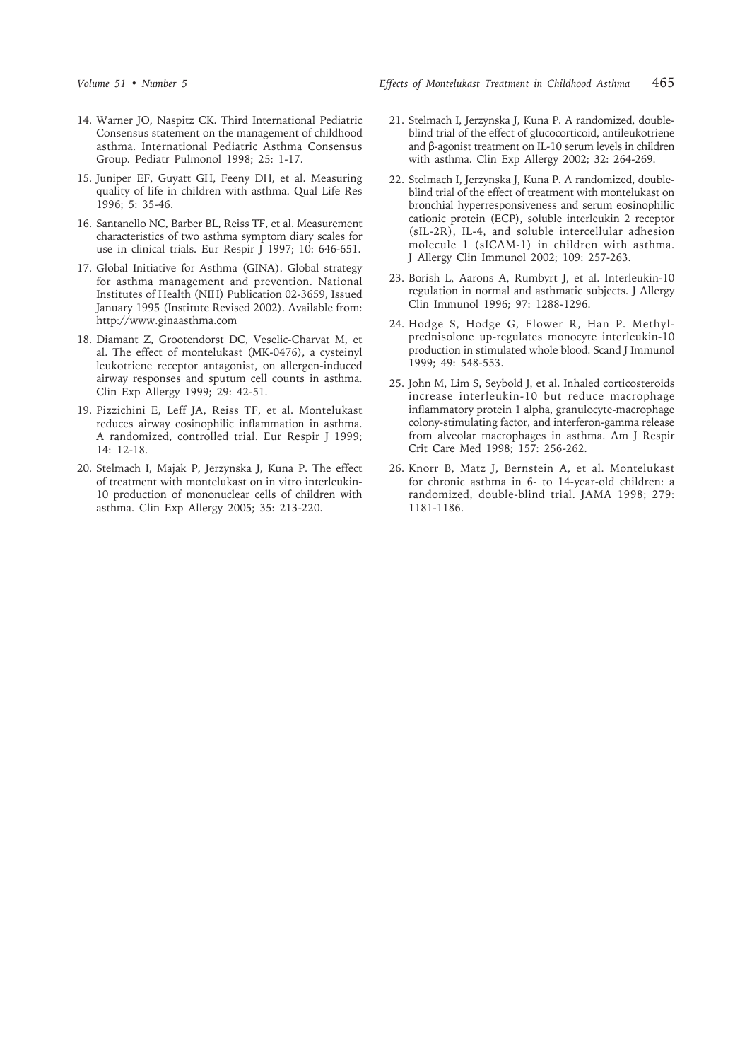14. Warner JO, Naspitz CK. Third International Pediatric Consensus statement on the management of childhood asthma. International Pediatric Asthma Consensus Group. Pediatr Pulmonol 1998; 25: 1-17.

15. Juniper EF, Guyatt GH, Feeny DH, et al. Measuring quality of life in children with asthma. Qual Life Res 1996; 5: 35-46.

16. Santanello NC, Barber BL, Reiss TF, et al. Measurement characteristics of two asthma symptom diary scales for use in clinical trials. Eur Respir J 1997; 10: 646-651.

17. Global Initiative for Asthma (GINA). Global strategy for asthma management and prevention. National Institutes of Health (NIH) Publication 02-3659, Issued January 1995 (Institute Revised 2002). Available from: http://www.ginaasthma.com

18. Diamant Z, Grootendorst DC, Veselic-Charvat M, et al. The effect of montelukast (MK-0476), a cysteinyl leukotriene receptor antagonist, on allergen-induced airway responses and sputum cell counts in asthma. Clin Exp Allergy 1999; 29: 42-51.

19. Pizzichini E, Leff JA, Reiss TF, et al. Montelukast reduces airway eosinophilic inflammation in asthma. A randomized, controlled trial. Eur Respir J 1999; 14: 12-18.

20. Stelmach I, Majak P, Jerzynska J, Kuna P. The effect of treatment with montelukast on in vitro interleukin-10 production of mononuclear cells of children with asthma. Clin Exp Allergy 2005; 35: 213-220.

21. Stelmach I, Jerzynska J, Kuna P. A randomized, double-blind trial of the effect of glucocorticoid, antileukotriene and β-agonist treatment on IL-10 serum levels in children with asthma. Clin Exp Allergy 2002; 32: 264-269.

22. Stelmach I, Jerzynska J, Kuna P. A randomized, double-blind trial of the effect of treatment with montelukast on bronchial hyperresponsiveness and serum eosinophilic cationic protein (ECP), soluble interleukin 2 receptor (sIL-2R), IL-4, and soluble intercellular adhesion molecule 1 (sICAM-1) in children with asthma. J Allergy Clin Immunol 2002; 109: 257-263.

23. Borish L, Aarons A, Rumbyrt J, et al. Interleukin-10 regulation in normal and asthmatic subjects. J Allergy Clin Immunol 1996; 97: 1288-1296.

24. Hodge S, Hodge G, Flower R, Han P. Methyl-prednisolone up-regulates monocyte interleukin-10 production in stimulated whole blood. Scand J Immunol 1999; 49: 548-553.

25. John M, Lim S, Seybold J, et al. Inhaled corticosteroids increase interleukin-10 but reduce macrophage inflammatory protein 1 alpha, granulocyte-macrophage colony-stimulating factor, and interferon-gamma release from alveolar macrophages in asthma. Am J Respir Crit Care Med 1998; 157: 256-262.

26. Knorr B, Matz J, Bernstein A, et al. Montelukast for chronic asthma in 6- to 14-year-old children: a randomized, double-blind trial. JAMA 1998; 279: 1181-1186.